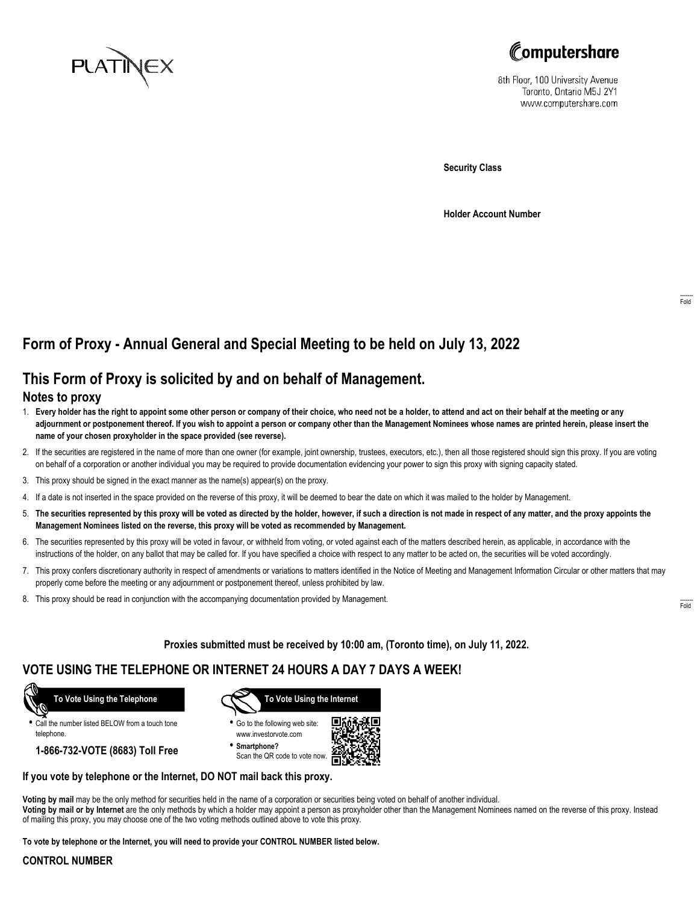PLATINEX

Computershare

8th Floor, 100 University Avenue
Toronto, Ontario M5J 2Y1
www.computershare.com

**Security Class**

**Holder Account Number**

## Form of Proxy - Annual General and Special Meeting to be held on July 13, 2022

## This Form of Proxy is solicited by and on behalf of Management.

### Notes to proxy

1. **Every holder has the right to appoint some other person or company of their choice, who need not be a holder, to attend and act on their behalf at the meeting or any adjournment or postponement thereof. If you wish to appoint a person or company other than the Management Nominees whose names are printed herein, please insert the name of your chosen proxyholder in the space provided (see reverse).**
2. If the securities are registered in the name of more than one owner (for example, joint ownership, trustees, executors, etc.), then all those registered should sign this proxy. If you are voting on behalf of a corporation or another individual you may be required to provide documentation evidencing your power to sign this proxy with signing capacity stated.
3. This proxy should be signed in the exact manner as the name(s) appear(s) on the proxy.
4. If a date is not inserted in the space provided on the reverse of this proxy, it will be deemed to bear the date on which it was mailed to the holder by Management.
5. **The securities represented by this proxy will be voted as directed by the holder, however, if such a direction is not made in respect of any matter, and the proxy appoints the Management Nominees listed on the reverse, this proxy will be voted as recommended by Management.**
6. The securities represented by this proxy will be voted in favour, or withheld from voting, or voted against each of the matters described herein, as applicable, in accordance with the instructions of the holder, on any ballot that may be called for. If you have specified a choice with respect to any matter to be acted on, the securities will be voted accordingly.
7. This proxy confers discretionary authority in respect of amendments or variations to matters identified in the Notice of Meeting and Management Information Circular or other matters that may properly come before the meeting or any adjournment or postponement thereof, unless prohibited by law.
8. This proxy should be read in conjunction with the accompanying documentation provided by Management.

**Proxies submitted must be received by 10:00 am, (Toronto time), on July 11, 2022.**

## VOTE USING THE TELEPHONE OR INTERNET 24 HOURS A DAY 7 DAYS A WEEK!

**To Vote Using the Telephone**

- Call the number listed BELOW from a touch tone telephone.

**1-866-732-VOTE (8683) Toll Free**

**To Vote Using the Internet**

- Go to the following web site: www.investorvote.com
- **Smartphone?** Scan the QR code to vote now.

**If you vote by telephone or the Internet, DO NOT mail back this proxy.**

**Voting by mail** may be the only method for securities held in the name of a corporation or securities being voted on behalf of another individual.
**Voting by mail or by Internet** are the only methods by which a holder may appoint a person as proxyholder other than the Management Nominees named on the reverse of this proxy. Instead of mailing this proxy, you may choose one of the two voting methods outlined above to vote this proxy.

**To vote by telephone or the Internet, you will need to provide your CONTROL NUMBER listed below.**

**CONTROL NUMBER**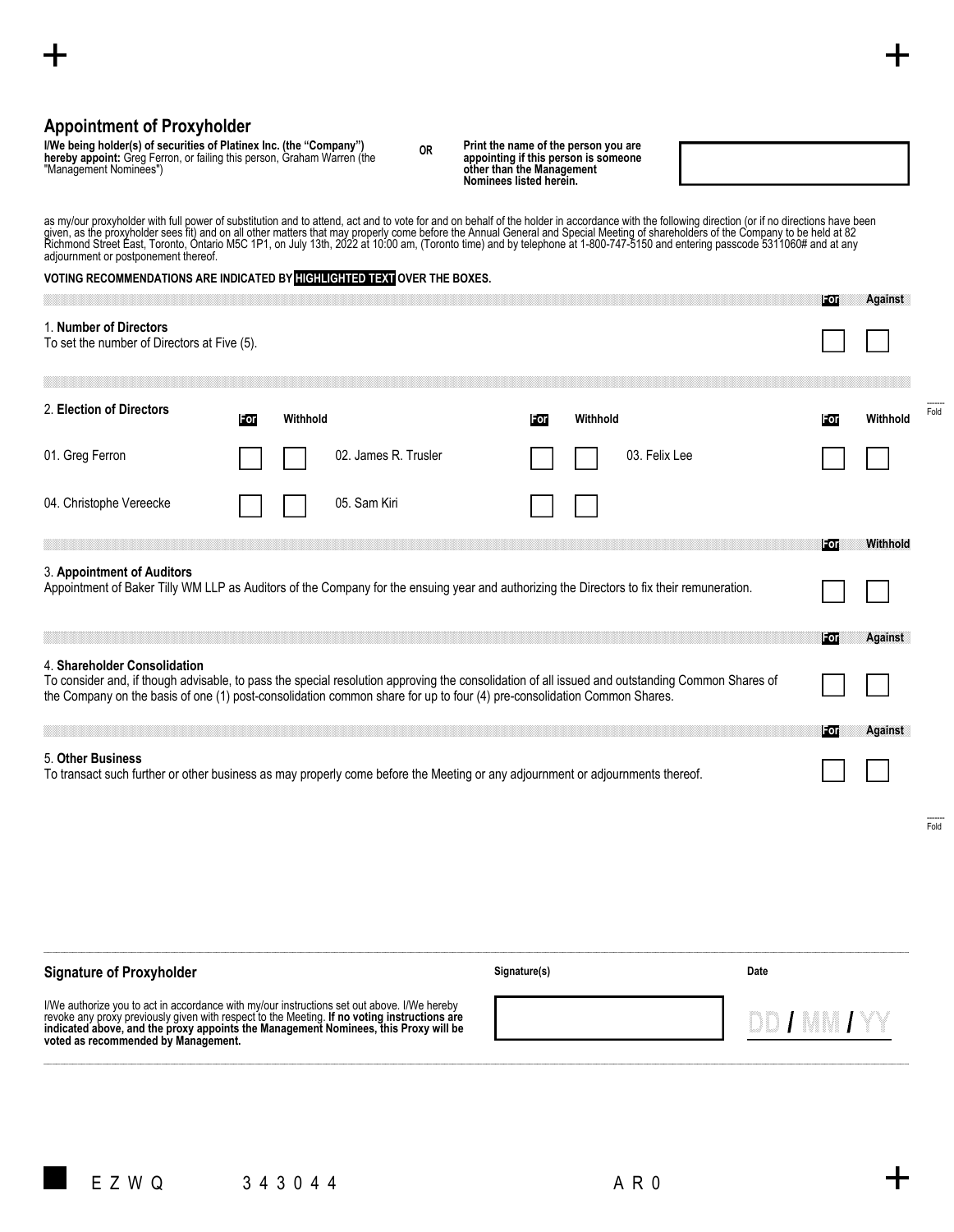## Appointment of Proxyholder

**I/We being holder(s) of securities of Platinex Inc. (the "Company") hereby appoint:** Greg Ferron, or failing this person, Graham Warren (the "Management Nominees")

**OR**

**Print the name of the person you are appointing if this person is someone other than the Management Nominees listed herein.**

as my/our proxyholder with full power of substitution and to attend, act and to vote for and on behalf of the holder in accordance with the following direction (or if no directions have been given, as the proxyholder sees fit) and on all other matters that may properly come before the Annual General and Special Meeting of shareholders of the Company to be held at 82 Richmond Street East, Toronto, Ontario M5C 1P1, on July 13th, 2022 at 10:00 am, (Toronto time) and by telephone at 1-800-747-5150 and entering passcode 5311060# and at any adjournment or postponement thereof.

**VOTING RECOMMENDATIONS ARE INDICATED BY HIGHLIGHTED TEXT OVER THE BOXES.**

| | For | Against |
|---|---|---|
| 1. **Number of Directors**<br>To set the number of Directors at Five (5). | ☐ | ☐ |

| 2. **Election of Directors** | For | Withhold | | For | Withhold | | For | Withhold |
|---|---|---|---|---|---|---|---|---|
| 01. Greg Ferron | ☐ | ☐ | 02. James R. Trusler | ☐ | ☐ | 03. Felix Lee | ☐ | ☐ |
| 04. Christophe Vereecke | ☐ | ☐ | 05. Sam Kiri | ☐ | ☐ | | | |

| | For | Withhold |
|---|---|---|
| 3. **Appointment of Auditors**<br>Appointment of Baker Tilly WM LLP as Auditors of the Company for the ensuing year and authorizing the Directors to fix their remuneration. | ☐ | ☐ |

| | For | Against |
|---|---|---|
| 4. **Shareholder Consolidation**<br>To consider and, if though advisable, to pass the special resolution approving the consolidation of all issued and outstanding Common Shares of the Company on the basis of one (1) post-consolidation common share for up to four (4) pre-consolidation Common Shares. | ☐ | ☐ |

| | For | Against |
|---|---|---|
| 5. **Other Business**<br>To transact such further or other business as may properly come before the Meeting or any adjournment or adjournments thereof. | ☐ | ☐ |

## Signature of Proxyholder

I/We authorize you to act in accordance with my/our instructions set out above. I/We hereby revoke any proxy previously given with respect to the Meeting. **If no voting instructions are indicated above, and the proxy appoints the Management Nominees, this Proxy will be voted as recommended by Management.**

**Signature(s)**

**Date**

DD / MM / YY

E Z W Q 3 4 3 0 4 4 A R 0